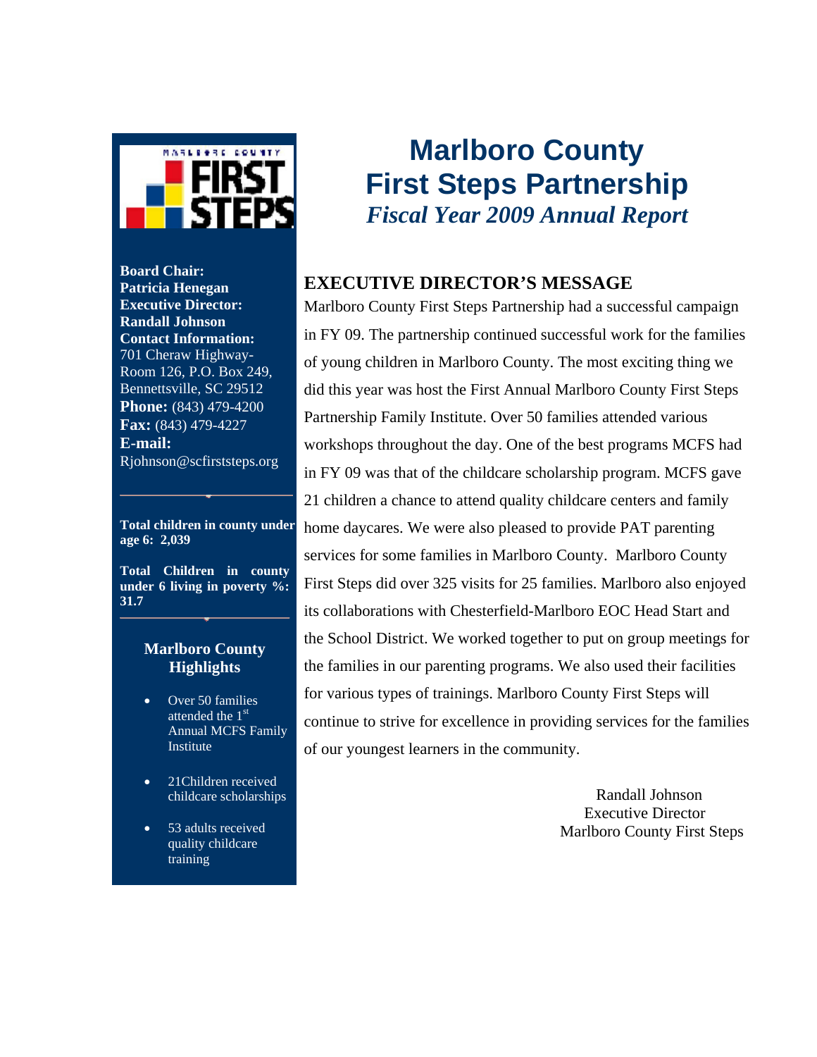# Marlboro County First Steps Partnership

***Fiscal Year 2009 Annual Report***

**Board Chair:**
**Patricia Henegan**
**Executive Director:**
**Randall Johnson**
**Contact Information:**
701 Cheraw Highway-Room 126, P.O. Box 249, Bennettsville, SC 29512
**Phone:** (843) 479-4200
**Fax:** (843) 479-4227
**E-mail:**
Rjohnson@scfirststeps.org

**Total children in county under age 6: 2,039**

**Total Children in county under 6 living in poverty %: 31.7**

### Marlboro County Highlights

- Over 50 families attended the 1st Annual MCFS Family Institute
- 21Children received childcare scholarships
- 53 adults received quality childcare training

## EXECUTIVE DIRECTOR'S MESSAGE

Marlboro County First Steps Partnership had a successful campaign in FY 09. The partnership continued successful work for the families of young children in Marlboro County. The most exciting thing we did this year was host the First Annual Marlboro County First Steps Partnership Family Institute. Over 50 families attended various workshops throughout the day. One of the best programs MCFS had in FY 09 was that of the childcare scholarship program. MCFS gave 21 children a chance to attend quality childcare centers and family home daycares. We were also pleased to provide PAT parenting services for some families in Marlboro County. Marlboro County First Steps did over 325 visits for 25 families. Marlboro also enjoyed its collaborations with Chesterfield-Marlboro EOC Head Start and the School District. We worked together to put on group meetings for the families in our parenting programs. We also used their facilities for various types of trainings. Marlboro County First Steps will continue to strive for excellence in providing services for the families of our youngest learners in the community.

Randall Johnson
Executive Director
Marlboro County First Steps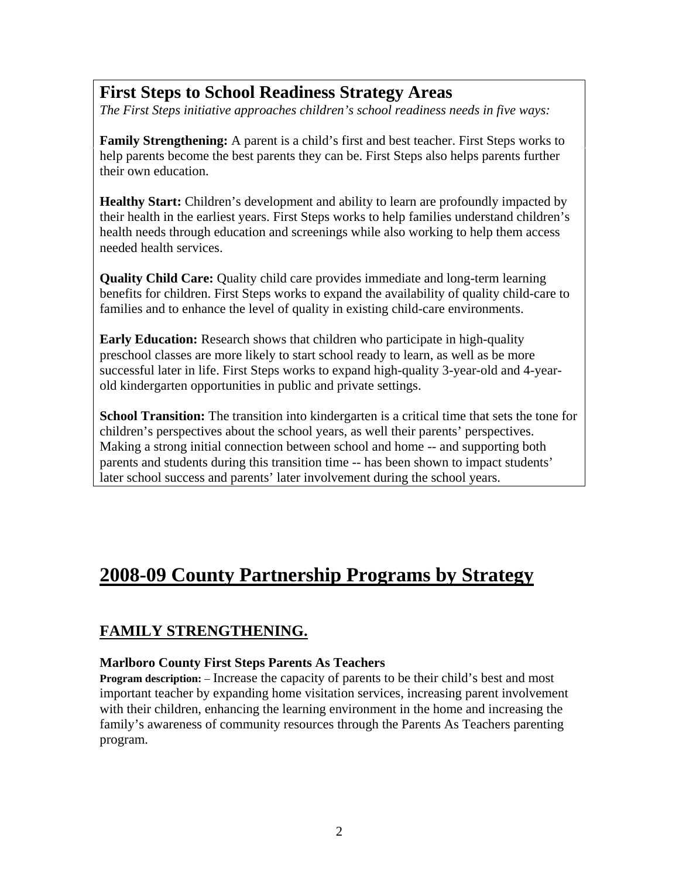## First Steps to School Readiness Strategy Areas

*The First Steps initiative approaches children's school readiness needs in five ways:*

**Family Strengthening:** A parent is a child's first and best teacher. First Steps works to help parents become the best parents they can be. First Steps also helps parents further their own education.

**Healthy Start:** Children's development and ability to learn are profoundly impacted by their health in the earliest years. First Steps works to help families understand children's health needs through education and screenings while also working to help them access needed health services.

**Quality Child Care:** Quality child care provides immediate and long-term learning benefits for children. First Steps works to expand the availability of quality child-care to families and to enhance the level of quality in existing child-care environments.

**Early Education:** Research shows that children who participate in high-quality preschool classes are more likely to start school ready to learn, as well as be more successful later in life. First Steps works to expand high-quality 3-year-old and 4-year-old kindergarten opportunities in public and private settings.

**School Transition:** The transition into kindergarten is a critical time that sets the tone for children's perspectives about the school years, as well their parents' perspectives. Making a strong initial connection between school and home -- and supporting both parents and students during this transition time -- has been shown to impact students' later school success and parents' later involvement during the school years.

# 2008-09 County Partnership Programs by Strategy

## FAMILY STRENGTHENING.

### Marlboro County First Steps Parents As Teachers

**Program description:** – Increase the capacity of parents to be their child's best and most important teacher by expanding home visitation services, increasing parent involvement with their children, enhancing the learning environment in the home and increasing the family's awareness of community resources through the Parents As Teachers parenting program.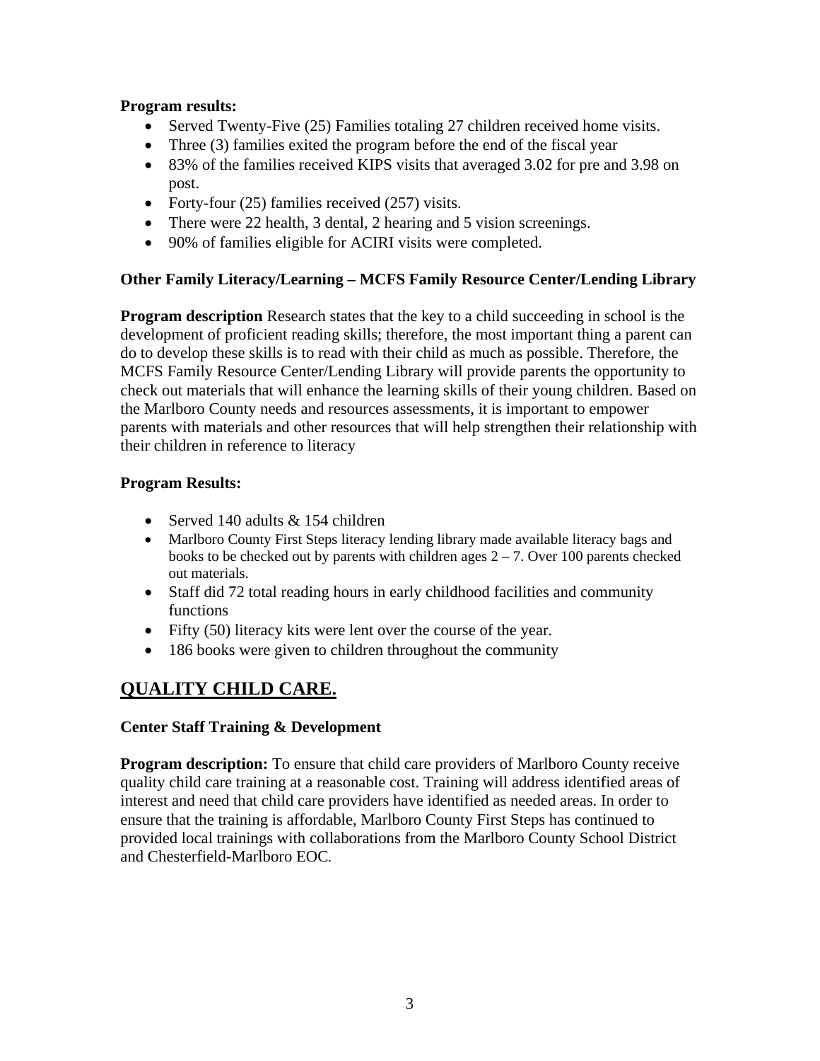**Program results:**

- Served Twenty-Five (25) Families totaling 27 children received home visits.
- Three (3) families exited the program before the end of the fiscal year
- 83% of the families received KIPS visits that averaged 3.02 for pre and 3.98 on post.
- Forty-four (25) families received (257) visits.
- There were 22 health, 3 dental, 2 hearing and 5 vision screenings.
- 90% of families eligible for ACIRI visits were completed.

**Other Family Literacy/Learning – MCFS Family Resource Center/Lending Library**

**Program description** Research states that the key to a child succeeding in school is the development of proficient reading skills; therefore, the most important thing a parent can do to develop these skills is to read with their child as much as possible. Therefore, the MCFS Family Resource Center/Lending Library will provide parents the opportunity to check out materials that will enhance the learning skills of their young children. Based on the Marlboro County needs and resources assessments, it is important to empower parents with materials and other resources that will help strengthen their relationship with their children in reference to literacy

**Program Results:**

- Served 140 adults & 154 children
- Marlboro County First Steps literacy lending library made available literacy bags and books to be checked out by parents with children ages 2 – 7. Over 100 parents checked out materials.
- Staff did 72 total reading hours in early childhood facilities and community functions
- Fifty (50) literacy kits were lent over the course of the year.
- 186 books were given to children throughout the community

## QUALITY CHILD CARE.

**Center Staff Training & Development**

**Program description:** To ensure that child care providers of Marlboro County receive quality child care training at a reasonable cost. Training will address identified areas of interest and need that child care providers have identified as needed areas. In order to ensure that the training is affordable, Marlboro County First Steps has continued to provided local trainings with collaborations from the Marlboro County School District and Chesterfield-Marlboro EOC.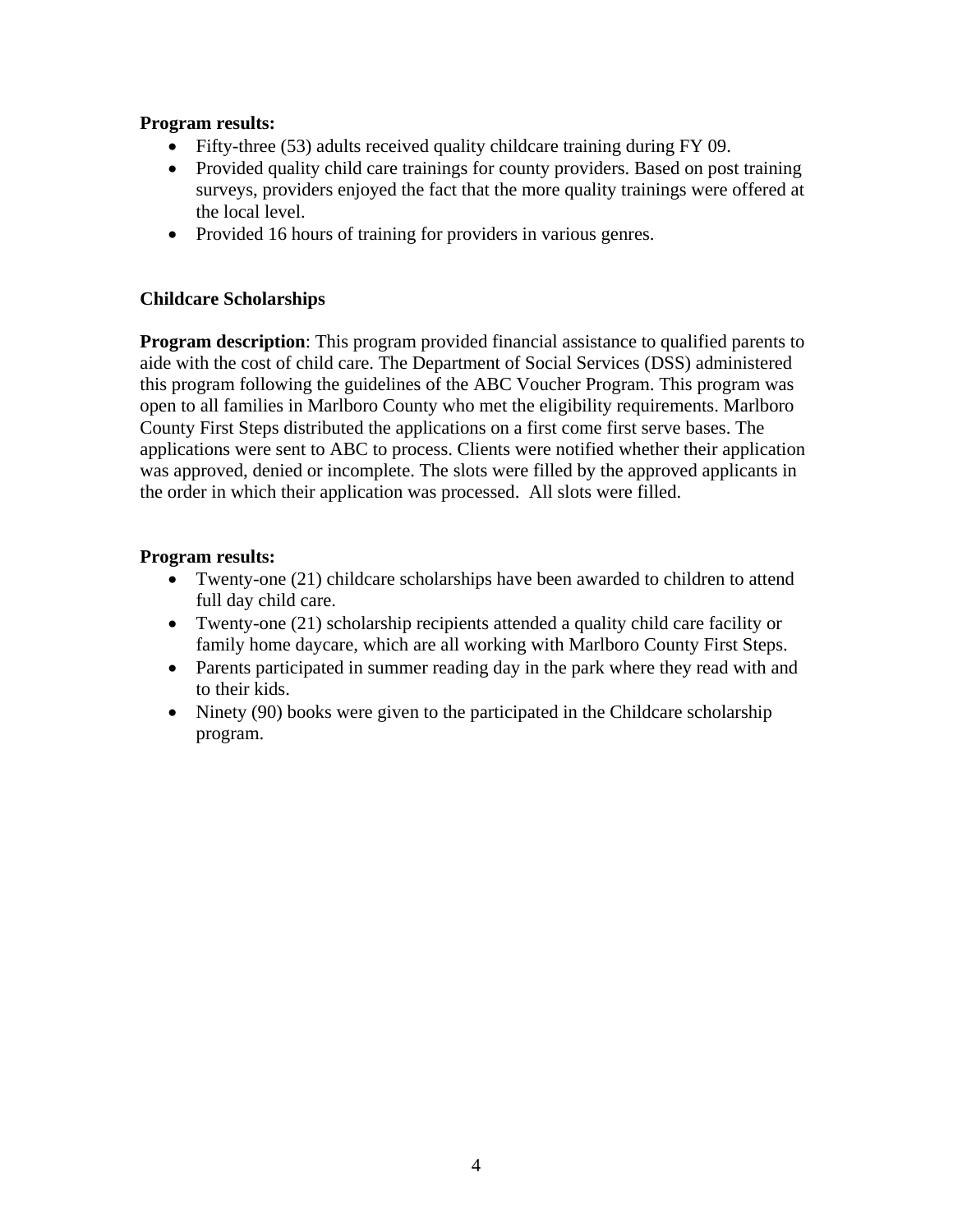**Program results:**

- Fifty-three (53) adults received quality childcare training during FY 09.
- Provided quality child care trainings for county providers. Based on post training surveys, providers enjoyed the fact that the more quality trainings were offered at the local level.
- Provided 16 hours of training for providers in various genres.

**Childcare Scholarships**

**Program description**: This program provided financial assistance to qualified parents to aide with the cost of child care. The Department of Social Services (DSS) administered this program following the guidelines of the ABC Voucher Program. This program was open to all families in Marlboro County who met the eligibility requirements. Marlboro County First Steps distributed the applications on a first come first serve bases. The applications were sent to ABC to process. Clients were notified whether their application was approved, denied or incomplete. The slots were filled by the approved applicants in the order in which their application was processed. All slots were filled.

**Program results:**

- Twenty-one (21) childcare scholarships have been awarded to children to attend full day child care.
- Twenty-one (21) scholarship recipients attended a quality child care facility or family home daycare, which are all working with Marlboro County First Steps.
- Parents participated in summer reading day in the park where they read with and to their kids.
- Ninety (90) books were given to the participated in the Childcare scholarship program.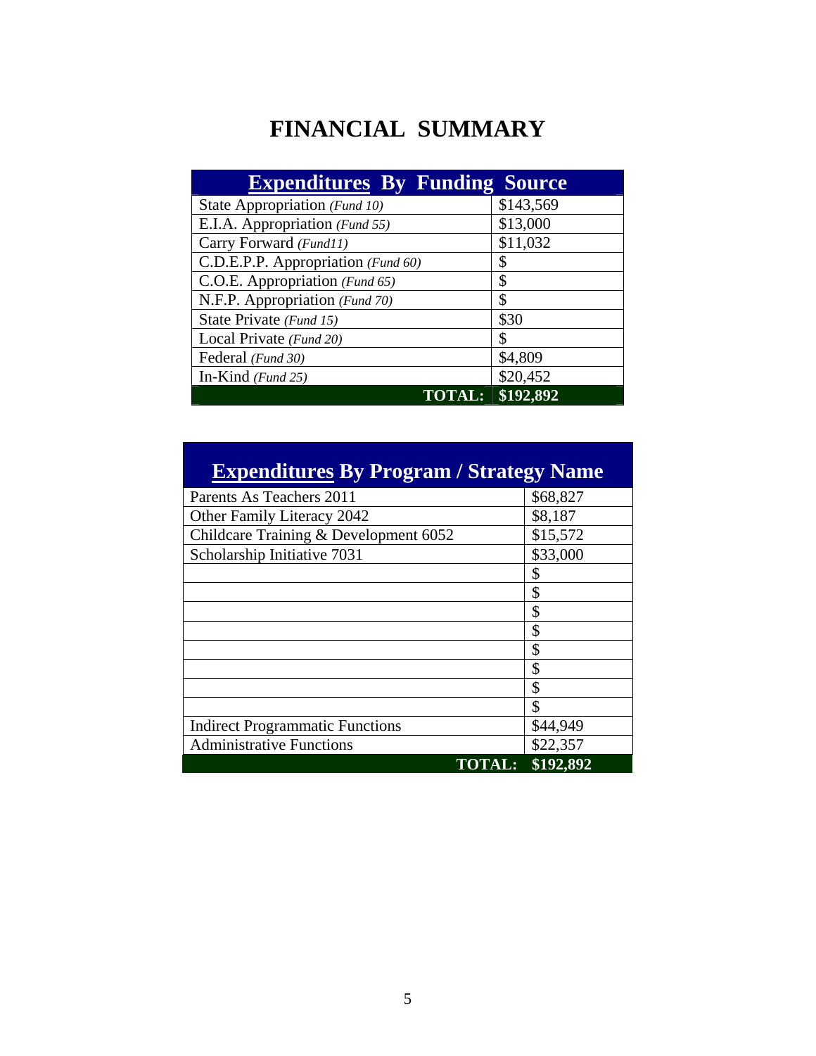# FINANCIAL SUMMARY

| Expenditures By Funding Source | |
|---|---|
| State Appropriation *(Fund 10)* | $143,569 |
| E.I.A. Appropriation *(Fund 55)* | $13,000 |
| Carry Forward *(Fund11)* | $11,032 |
| C.D.E.P.P. Appropriation *(Fund 60)* | $ |
| C.O.E. Appropriation *(Fund 65)* | $ |
| N.F.P. Appropriation *(Fund 70)* | $ |
| State Private *(Fund 15)* | $30 |
| Local Private *(Fund 20)* | $ |
| Federal *(Fund 30)* | $4,809 |
| In-Kind *(Fund 25)* | $20,452 |
| **TOTAL:** | **$192,892** |

| Expenditures By Program / Strategy Name | |
|---|---|
| Parents As Teachers 2011 | $68,827 |
| Other Family Literacy 2042 | $8,187 |
| Childcare Training & Development 6052 | $15,572 |
| Scholarship Initiative 7031 | $33,000 |
| | $ |
| | $ |
| | $ |
| | $ |
| | $ |
| | $ |
| | $ |
| | $ |
| Indirect Programmatic Functions | $44,949 |
| Administrative Functions | $22,357 |
| **TOTAL:** | **$192,892** |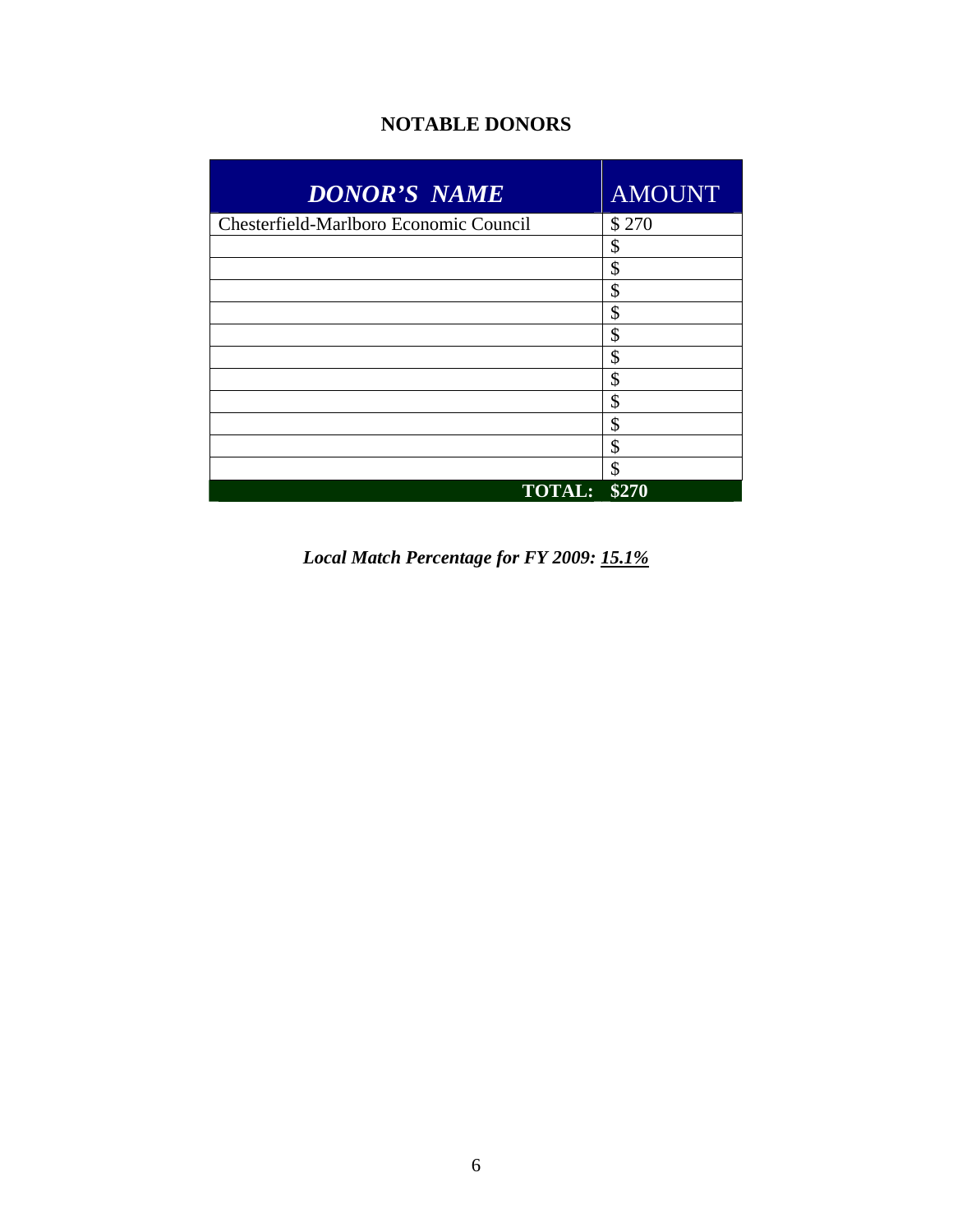# NOTABLE DONORS

| *DONOR'S NAME* | AMOUNT |
|---|---|
| Chesterfield-Marlboro Economic Council | $ 270 |
| | $ |
| | $ |
| | $ |
| | $ |
| | $ |
| | $ |
| | $ |
| | $ |
| | $ |
| | $ |
| | $ |
| **TOTAL:** | **$270** |

***Local Match Percentage for FY 2009: 15.1%***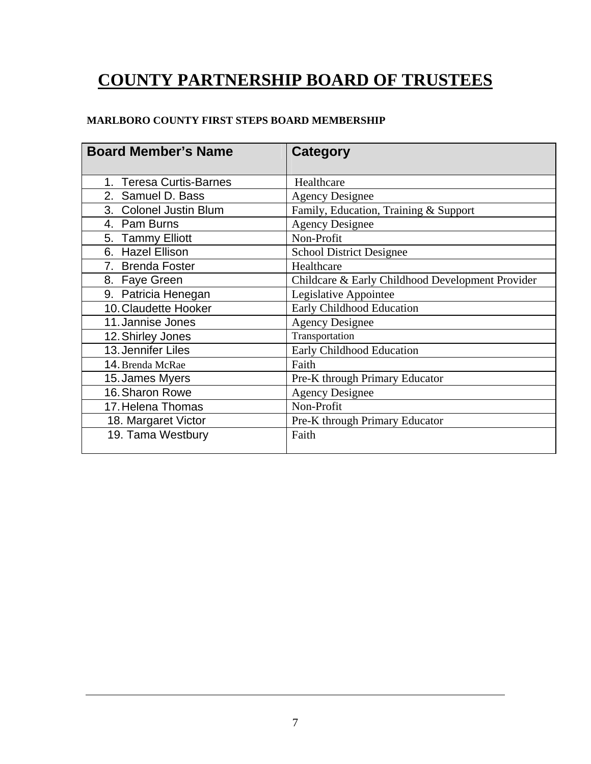# COUNTY PARTNERSHIP BOARD OF TRUSTEES

**MARLBORO COUNTY FIRST STEPS BOARD MEMBERSHIP**

| Board Member's Name | Category |
|---|---|
| 1. Teresa Curtis-Barnes | Healthcare |
| 2. Samuel D. Bass | Agency Designee |
| 3. Colonel Justin Blum | Family, Education, Training & Support |
| 4. Pam Burns | Agency Designee |
| 5. Tammy Elliott | Non-Profit |
| 6. Hazel Ellison | School District Designee |
| 7. Brenda Foster | Healthcare |
| 8. Faye Green | Childcare & Early Childhood Development Provider |
| 9. Patricia Henegan | Legislative Appointee |
| 10. Claudette Hooker | Early Childhood Education |
| 11. Jannise Jones | Agency Designee |
| 12. Shirley Jones | Transportation |
| 13. Jennifer Liles | Early Childhood Education |
| 14. Brenda McRae | Faith |
| 15. James Myers | Pre-K through Primary Educator |
| 16. Sharon Rowe | Agency Designee |
| 17. Helena Thomas | Non-Profit |
| 18. Margaret Victor | Pre-K through Primary Educator |
| 19. Tama Westbury | Faith |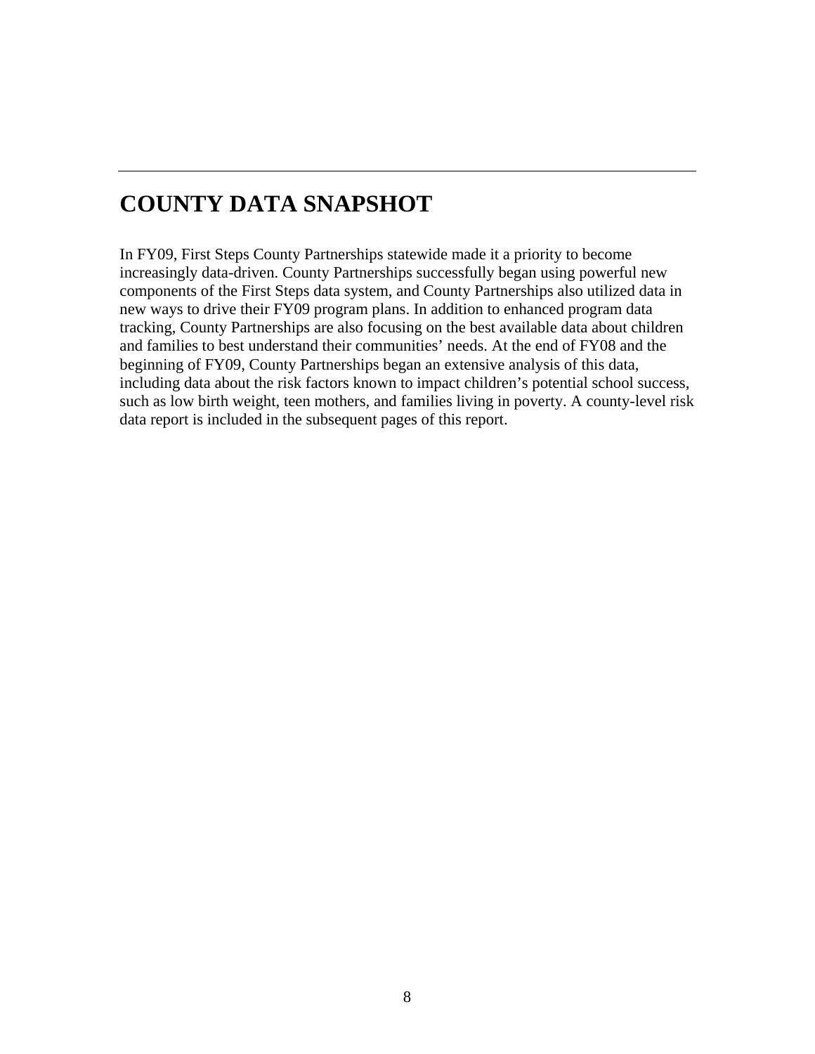# COUNTY DATA SNAPSHOT

In FY09, First Steps County Partnerships statewide made it a priority to become increasingly data-driven. County Partnerships successfully began using powerful new components of the First Steps data system, and County Partnerships also utilized data in new ways to drive their FY09 program plans. In addition to enhanced program data tracking, County Partnerships are also focusing on the best available data about children and families to best understand their communities' needs. At the end of FY08 and the beginning of FY09, County Partnerships began an extensive analysis of this data, including data about the risk factors known to impact children's potential school success, such as low birth weight, teen mothers, and families living in poverty. A county-level risk data report is included in the subsequent pages of this report.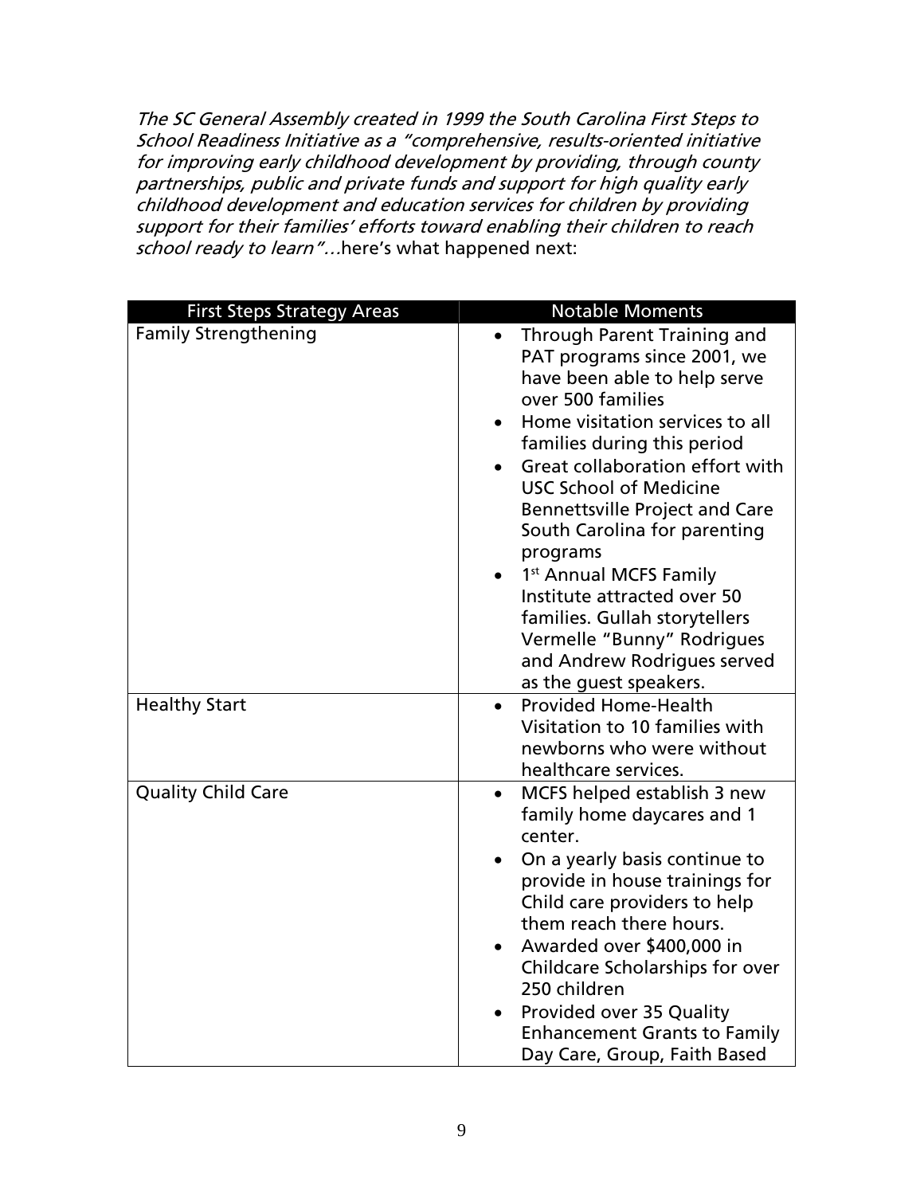*The SC General Assembly created in 1999 the South Carolina First Steps to School Readiness Initiative as a "comprehensive, results-oriented initiative for improving early childhood development by providing, through county partnerships, public and private funds and support for high quality early childhood development and education services for children by providing support for their families' efforts toward enabling their children to reach school ready to learn"…*here's what happened next:

| First Steps Strategy Areas | Notable Moments |
|---|---|
| Family Strengthening | • Through Parent Training and PAT programs since 2001, we have been able to help serve over 500 families<br>• Home visitation services to all families during this period<br>• Great collaboration effort with USC School of Medicine Bennettsville Project and Care South Carolina for parenting programs<br>• 1st Annual MCFS Family Institute attracted over 50 families. Gullah storytellers Vermelle "Bunny" Rodrigues and Andrew Rodrigues served as the guest speakers. |
| Healthy Start | • Provided Home-Health Visitation to 10 families with newborns who were without healthcare services. |
| Quality Child Care | • MCFS helped establish 3 new family home daycares and 1 center.<br>• On a yearly basis continue to provide in house trainings for Child care providers to help them reach there hours.<br>• Awarded over $400,000 in Childcare Scholarships for over 250 children<br>• Provided over 35 Quality Enhancement Grants to Family Day Care, Group, Faith Based |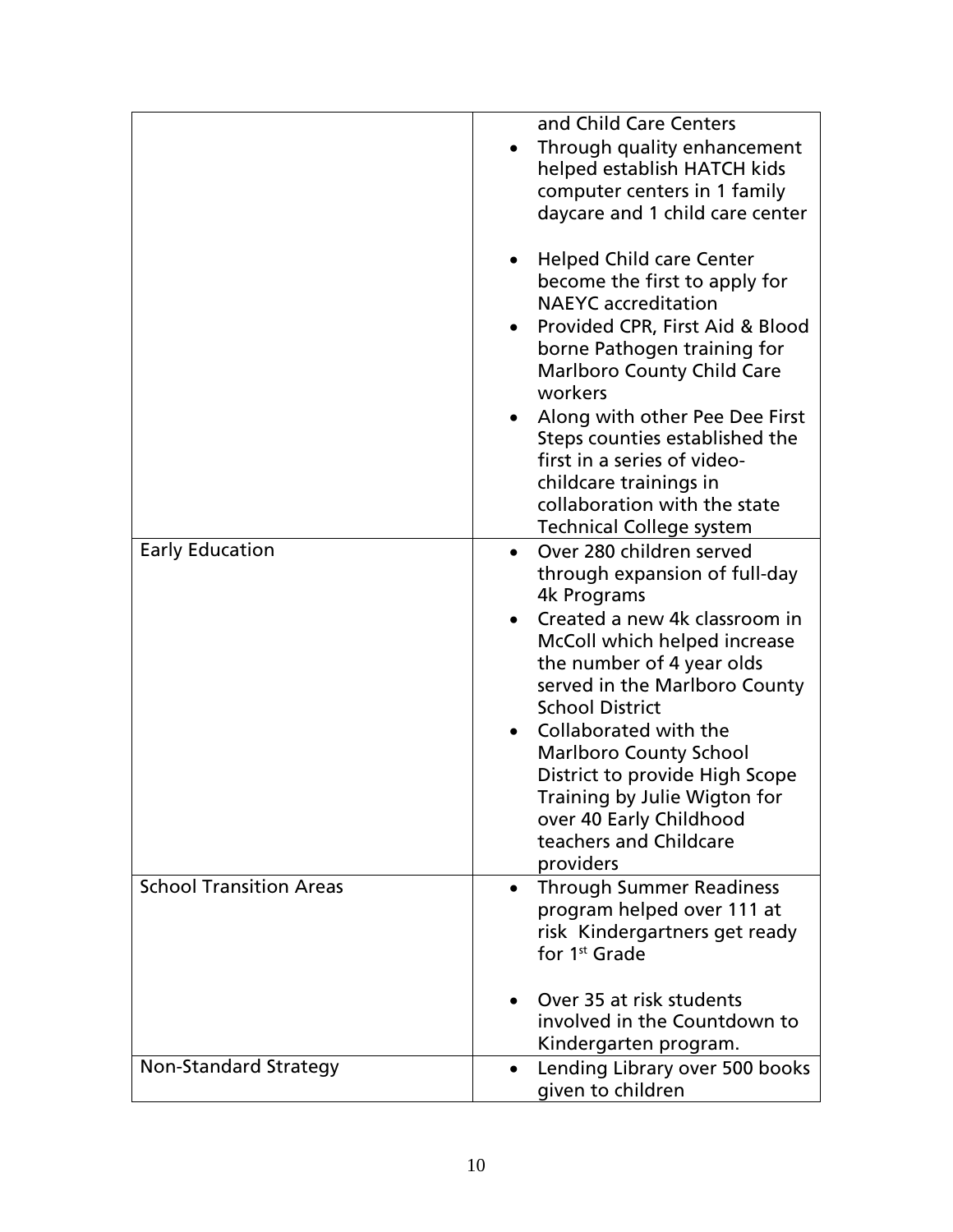| | |
|---|---|
| | and Child Care Centers<br>• Through quality enhancement helped establish HATCH kids computer centers in 1 family daycare and 1 child care center<br>• Helped Child care Center become the first to apply for NAEYC accreditation<br>• Provided CPR, First Aid & Blood borne Pathogen training for Marlboro County Child Care workers<br>• Along with other Pee Dee First Steps counties established the first in a series of video-childcare trainings in collaboration with the state Technical College system |
| Early Education | • Over 280 children served through expansion of full-day 4k Programs<br>• Created a new 4k classroom in McColl which helped increase the number of 4 year olds served in the Marlboro County School District<br>• Collaborated with the Marlboro County School District to provide High Scope Training by Julie Wigton for over 40 Early Childhood teachers and Childcare providers |
| School Transition Areas | • Through Summer Readiness program helped over 111 at risk Kindergartners get ready for 1st Grade<br>• Over 35 at risk students involved in the Countdown to Kindergarten program. |
| Non-Standard Strategy | • Lending Library over 500 books given to children |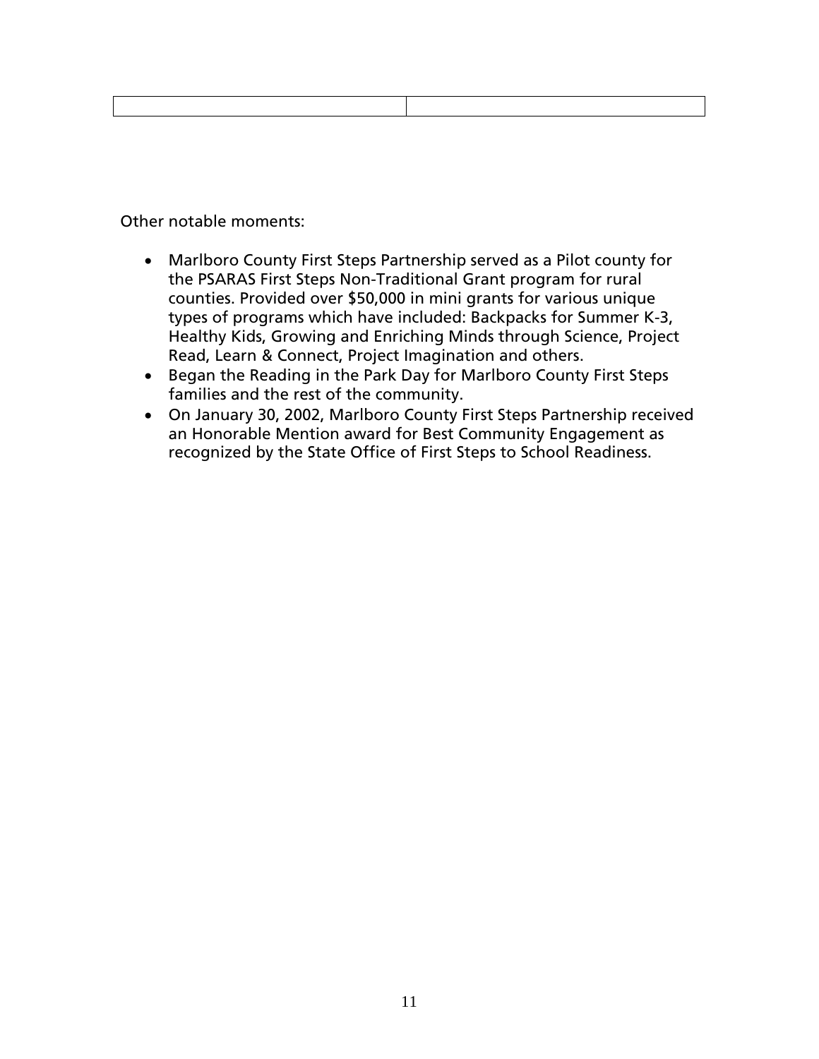| | |
|---|---|

Other notable moments:

- Marlboro County First Steps Partnership served as a Pilot county for the PSARAS First Steps Non-Traditional Grant program for rural counties. Provided over $50,000 in mini grants for various unique types of programs which have included: Backpacks for Summer K-3, Healthy Kids, Growing and Enriching Minds through Science, Project Read, Learn & Connect, Project Imagination and others.
- Began the Reading in the Park Day for Marlboro County First Steps families and the rest of the community.
- On January 30, 2002, Marlboro County First Steps Partnership received an Honorable Mention award for Best Community Engagement as recognized by the State Office of First Steps to School Readiness.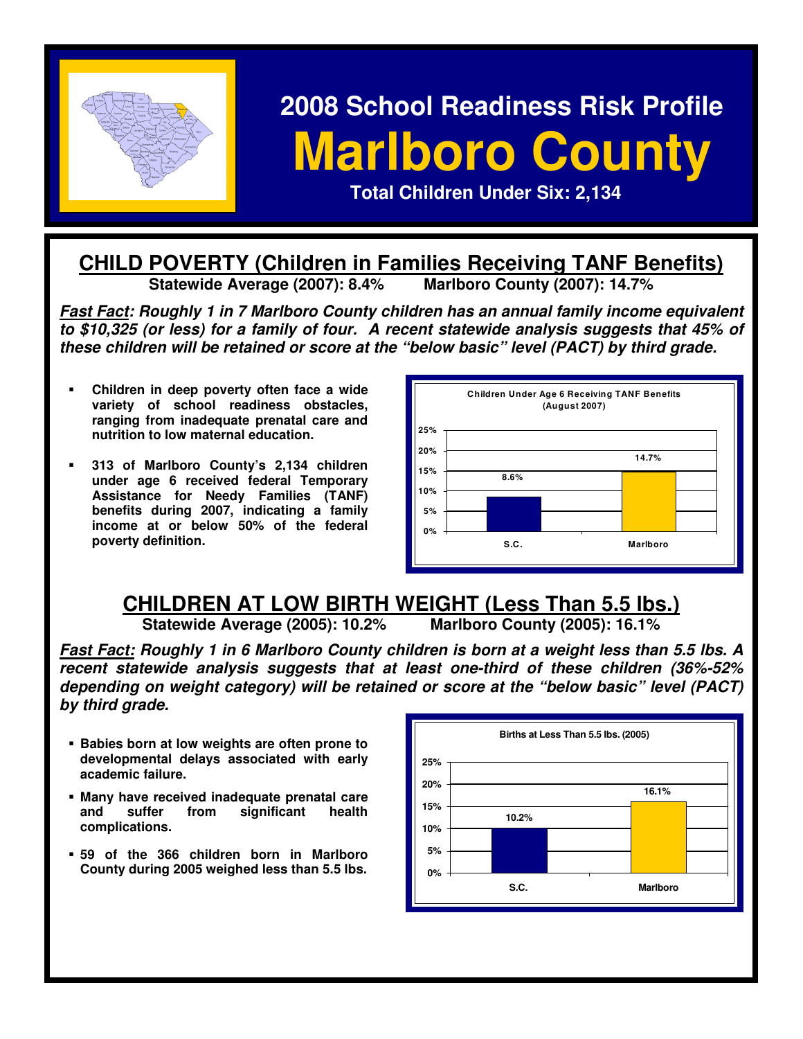# 2008 School Readiness Risk Profile

# Marlboro County

**Total Children Under Six: 2,134**

## CHILD POVERTY (Children in Families Receiving TANF Benefits)

**Statewide Average (2007): 8.4%     Marlboro County (2007): 14.7%**

***Fast Fact*: *Roughly 1 in 7 Marlboro County children has an annual family income equivalent to $10,325 (or less) for a family of four. A recent statewide analysis suggests that 45% of these children will be retained or score at the "below basic" level (PACT) by third grade.***

- **Children in deep poverty often face a wide variety of school readiness obstacles, ranging from inadequate prenatal care and nutrition to low maternal education.**
- **313 of Marlboro County's 2,134 children under age 6 received federal Temporary Assistance for Needy Families (TANF) benefits during 2007, indicating a family income at or below 50% of the federal poverty definition.**

**Children Under Age 6 Receiving TANF Benefits (August 2007)**

| | S.C. | Marlboro |
|---|---|---|
| Percent | 8.6% | 14.7% |

## CHILDREN AT LOW BIRTH WEIGHT (Less Than 5.5 lbs.)

**Statewide Average (2005): 10.2%     Marlboro County (2005): 16.1%**

***Fast Fact:* *Roughly 1 in 6 Marlboro County children is born at a weight less than 5.5 lbs. A recent statewide analysis suggests that at least one-third of these children (36%-52% depending on weight category) will be retained or score at the "below basic" level (PACT) by third grade.***

- **Babies born at low weights are often prone to developmental delays associated with early academic failure.**
- **Many have received inadequate prenatal care and suffer from significant health complications.**
- **59 of the 366 children born in Marlboro County during 2005 weighed less than 5.5 lbs.**

**Births at Less Than 5.5 lbs. (2005)**

| | S.C. | Marlboro |
|---|---|---|
| Percent | 10.2% | 16.1% |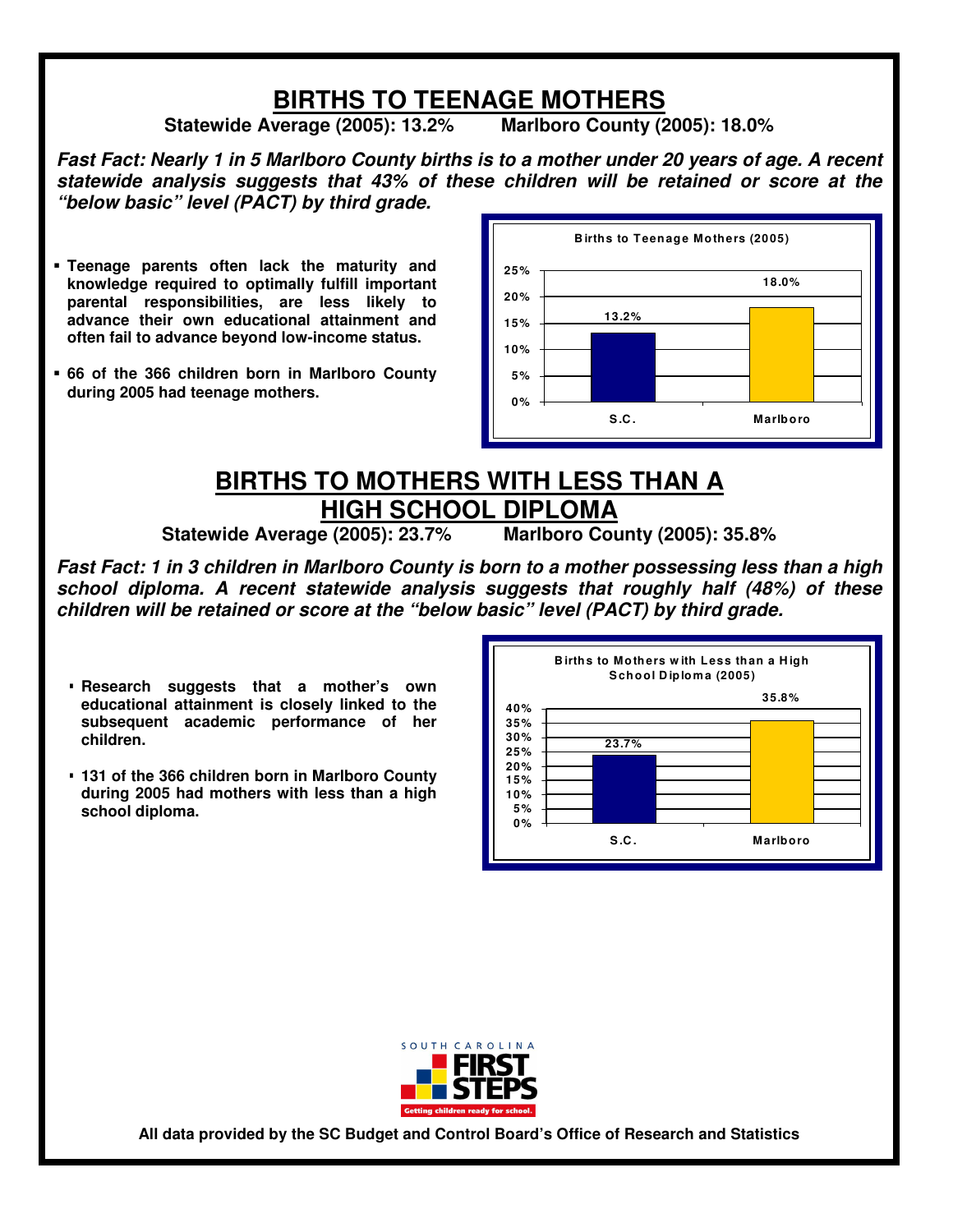## BIRTHS TO TEENAGE MOTHERS

**Statewide Average (2005): 13.2%    Marlboro County (2005): 18.0%**

***Fast Fact: Nearly 1 in 5 Marlboro County births is to a mother under 20 years of age. A recent statewide analysis suggests that 43% of these children will be retained or score at the "below basic" level (PACT) by third grade.***

- **Teenage parents often lack the maturity and knowledge required to optimally fulfill important parental responsibilities, are less likely to advance their own educational attainment and often fail to advance beyond low-income status.**
- **66 of the 366 children born in Marlboro County during 2005 had teenage mothers.**

Births to Teenage Mothers (2005)

25%
20%
15%
10%
5%
0%

13.2%
18.0%

S.C.
Marlboro

## BIRTHS TO MOTHERS WITH LESS THAN A HIGH SCHOOL DIPLOMA

**Statewide Average (2005): 23.7%    Marlboro County (2005): 35.8%**

***Fast Fact: 1 in 3 children in Marlboro County is born to a mother possessing less than a high school diploma. A recent statewide analysis suggests that roughly half (48%) of these children will be retained or score at the "below basic" level (PACT) by third grade.***

- **Research suggests that a mother's own educational attainment is closely linked to the subsequent academic performance of her children.**
- **131 of the 366 children born in Marlboro County during 2005 had mothers with less than a high school diploma.**

Births to Mothers with Less than a High School Diploma (2005)

40%
35%
30%
25%
20%
15%
10%
5%
0%

23.7%
35.8%

S.C.
Marlboro

SOUTH CAROLINA FIRST STEPS
Getting children ready for school.

**All data provided by the SC Budget and Control Board's Office of Research and Statistics**